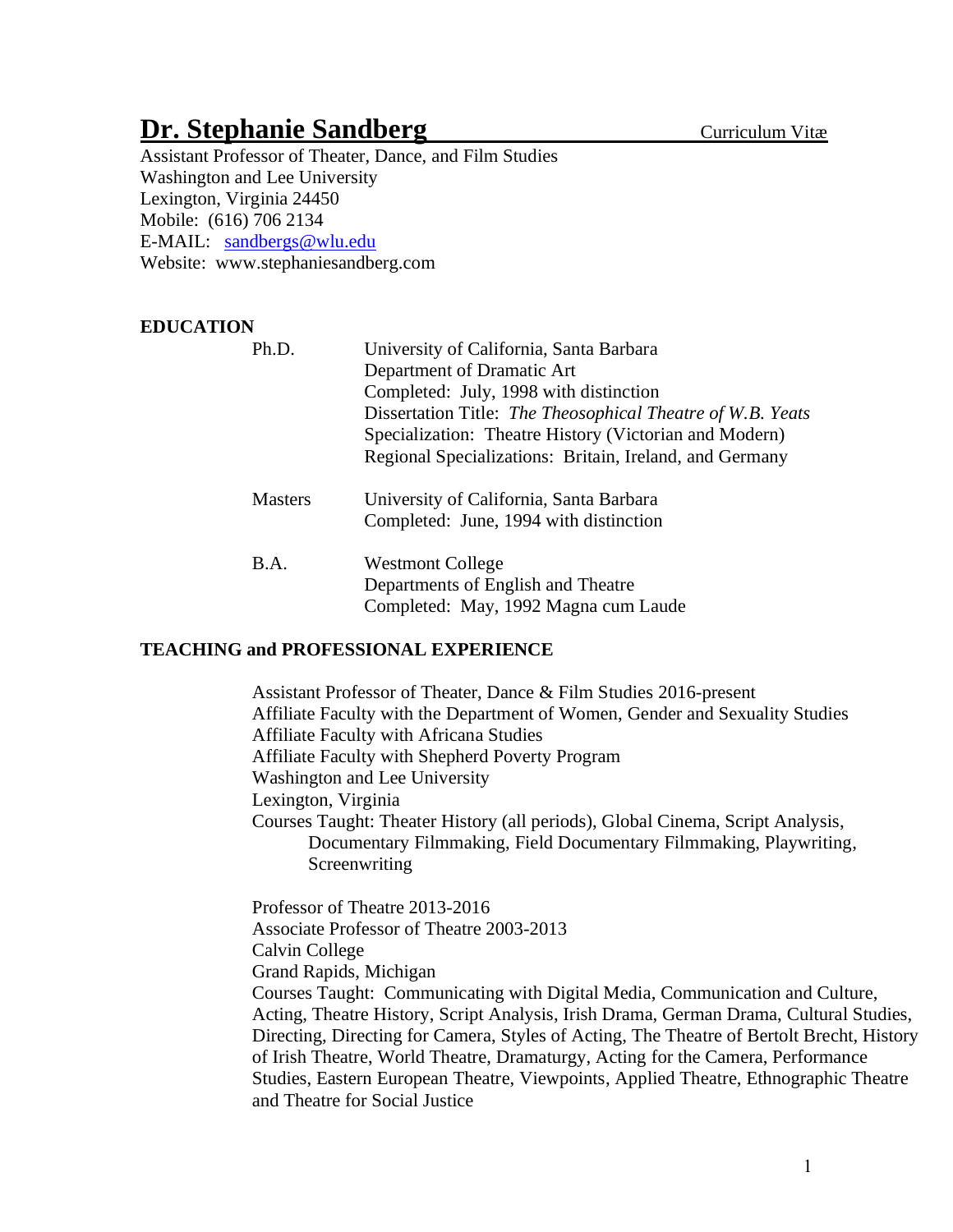# Dr. Stephanie Sandberg

Curriculum Vitæ

Assistant Professor of Theater, Dance, and Film Studies
Washington and Lee University
Lexington, Virginia 24450
Mobile: (616) 706 2134
E-MAIL: sandbergs@wlu.edu
Website: www.stephaniesandberg.com

## EDUCATION

**Ph.D.**
University of California, Santa Barbara
Department of Dramatic Art
Completed: July, 1998 with distinction
Dissertation Title: *The Theosophical Theatre of W.B. Yeats*
Specialization: Theatre History (Victorian and Modern)
Regional Specializations: Britain, Ireland, and Germany

**Masters**
University of California, Santa Barbara
Completed: June, 1994 with distinction

**B.A.**
Westmont College
Departments of English and Theatre
Completed: May, 1992 Magna cum Laude

## TEACHING and PROFESSIONAL EXPERIENCE

Assistant Professor of Theater, Dance & Film Studies 2016-present
Affiliate Faculty with the Department of Women, Gender and Sexuality Studies
Affiliate Faculty with Africana Studies
Affiliate Faculty with Shepherd Poverty Program
Washington and Lee University
Lexington, Virginia
Courses Taught: Theater History (all periods), Global Cinema, Script Analysis, Documentary Filmmaking, Field Documentary Filmmaking, Playwriting, Screenwriting

Professor of Theatre 2013-2016
Associate Professor of Theatre 2003-2013
Calvin College
Grand Rapids, Michigan
Courses Taught: Communicating with Digital Media, Communication and Culture, Acting, Theatre History, Script Analysis, Irish Drama, German Drama, Cultural Studies, Directing, Directing for Camera, Styles of Acting, The Theatre of Bertolt Brecht, History of Irish Theatre, World Theatre, Dramaturgy, Acting for the Camera, Performance Studies, Eastern European Theatre, Viewpoints, Applied Theatre, Ethnographic Theatre and Theatre for Social Justice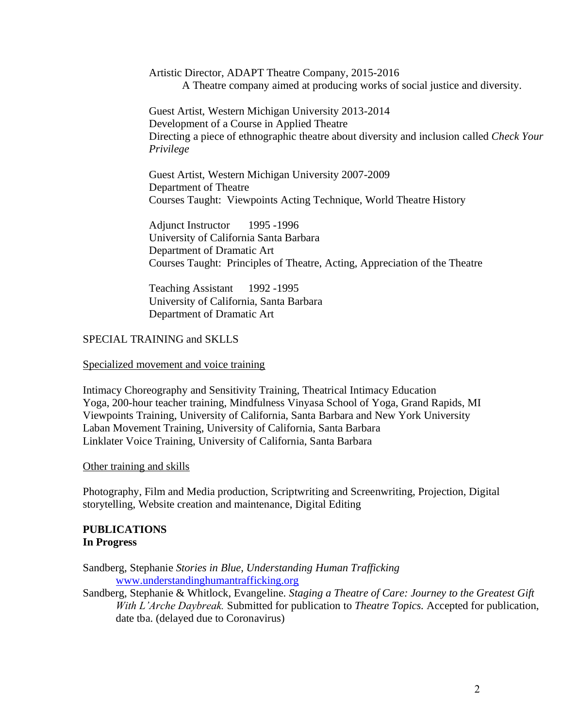Artistic Director, ADAPT Theatre Company, 2015-2016
A Theatre company aimed at producing works of social justice and diversity.

Guest Artist, Western Michigan University 2013-2014
Development of a Course in Applied Theatre
Directing a piece of ethnographic theatre about diversity and inclusion called *Check Your Privilege*

Guest Artist, Western Michigan University 2007-2009
Department of Theatre
Courses Taught: Viewpoints Acting Technique, World Theatre History

Adjunct Instructor 1995 -1996
University of California Santa Barbara
Department of Dramatic Art
Courses Taught: Principles of Theatre, Acting, Appreciation of the Theatre

Teaching Assistant 1992 -1995
University of California, Santa Barbara
Department of Dramatic Art

SPECIAL TRAINING and SKLLS

Specialized movement and voice training

Intimacy Choreography and Sensitivity Training, Theatrical Intimacy Education
Yoga, 200-hour teacher training, Mindfulness Vinyasa School of Yoga, Grand Rapids, MI
Viewpoints Training, University of California, Santa Barbara and New York University
Laban Movement Training, University of California, Santa Barbara
Linklater Voice Training, University of California, Santa Barbara

Other training and skills

Photography, Film and Media production, Scriptwriting and Screenwriting, Projection, Digital storytelling, Website creation and maintenance, Digital Editing

**PUBLICATIONS**
**In Progress**

Sandberg, Stephanie *Stories in Blue, Understanding Human Trafficking* www.understandinghumantrafficking.org

Sandberg, Stephanie & Whitlock, Evangeline. *Staging a Theatre of Care: Journey to the Greatest Gift With L'Arche Daybreak.* Submitted for publication to *Theatre Topics.* Accepted for publication, date tba. (delayed due to Coronavirus)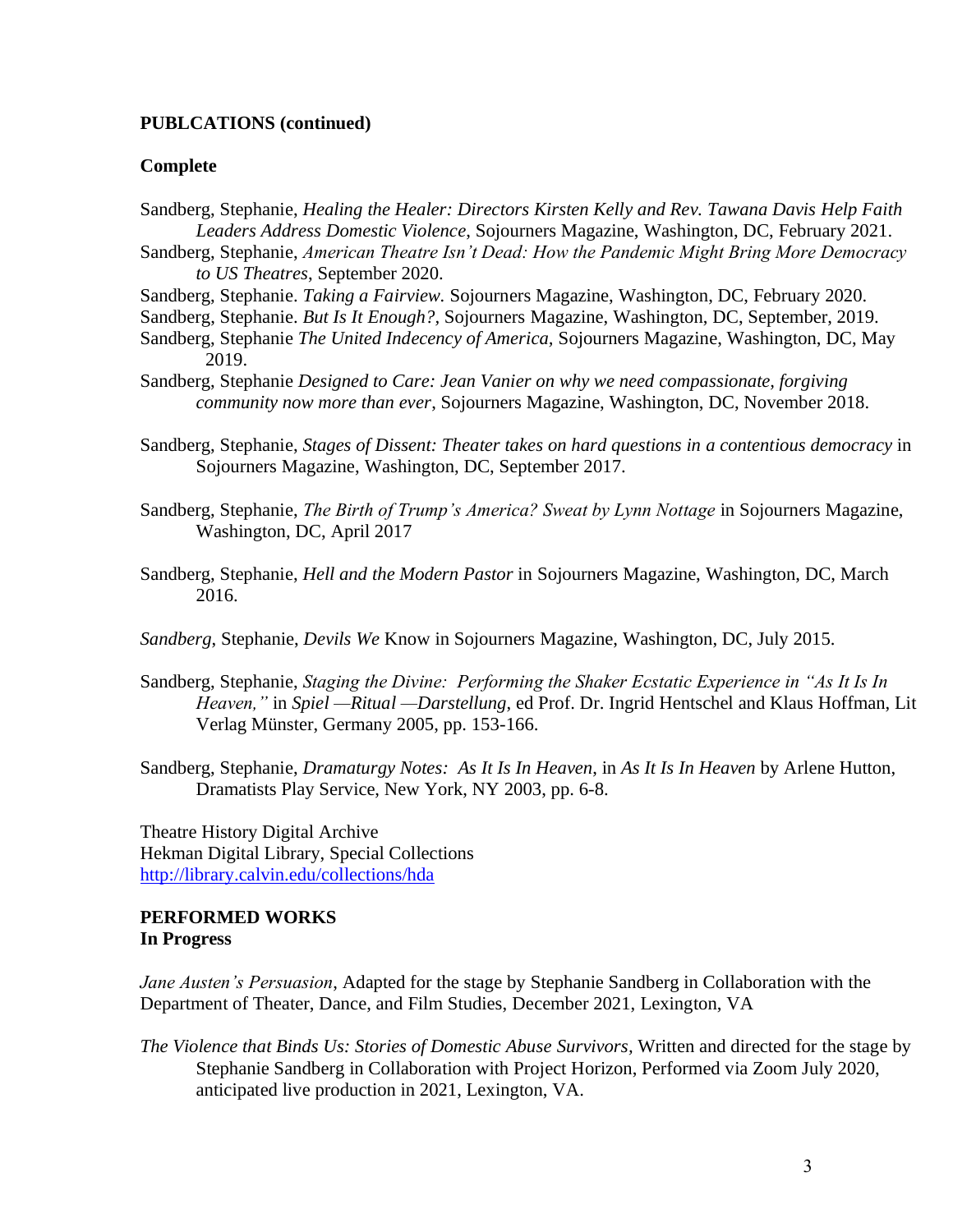**PUBLCATIONS (continued)**

**Complete**

Sandberg, Stephanie, *Healing the Healer: Directors Kirsten Kelly and Rev. Tawana Davis Help Faith Leaders Address Domestic Violence*, Sojourners Magazine, Washington, DC, February 2021.

Sandberg, Stephanie, *American Theatre Isn't Dead: How the Pandemic Might Bring More Democracy to US Theatres*, September 2020.

Sandberg, Stephanie. *Taking a Fairview.* Sojourners Magazine, Washington, DC, February 2020.

Sandberg, Stephanie. *But Is It Enough?*, Sojourners Magazine, Washington, DC, September, 2019.

Sandberg, Stephanie *The United Indecency of America,* Sojourners Magazine, Washington, DC, May 2019.

Sandberg, Stephanie *Designed to Care: Jean Vanier on why we need compassionate, forgiving community now more than ever*, Sojourners Magazine, Washington, DC, November 2018.

Sandberg, Stephanie, *Stages of Dissent: Theater takes on hard questions in a contentious democracy* in Sojourners Magazine, Washington, DC, September 2017.

Sandberg, Stephanie, *The Birth of Trump's America? Sweat by Lynn Nottage* in Sojourners Magazine, Washington, DC, April 2017

Sandberg, Stephanie, *Hell and the Modern Pastor* in Sojourners Magazine, Washington, DC, March 2016.

*Sandberg*, Stephanie, *Devils We* Know in Sojourners Magazine, Washington, DC, July 2015.

Sandberg, Stephanie, *Staging the Divine: Performing the Shaker Ecstatic Experience in "As It Is In Heaven,"* in *Spiel —Ritual —Darstellung*, ed Prof. Dr. Ingrid Hentschel and Klaus Hoffman, Lit Verlag Münster, Germany 2005, pp. 153-166.

Sandberg, Stephanie, *Dramaturgy Notes: As It Is In Heaven*, in *As It Is In Heaven* by Arlene Hutton, Dramatists Play Service, New York, NY 2003, pp. 6-8.

Theatre History Digital Archive
Hekman Digital Library, Special Collections
http://library.calvin.edu/collections/hda

**PERFORMED WORKS**
**In Progress**

*Jane Austen's Persuasion*, Adapted for the stage by Stephanie Sandberg in Collaboration with the Department of Theater, Dance, and Film Studies, December 2021, Lexington, VA

*The Violence that Binds Us: Stories of Domestic Abuse Survivors,* Written and directed for the stage by Stephanie Sandberg in Collaboration with Project Horizon, Performed via Zoom July 2020, anticipated live production in 2021, Lexington, VA.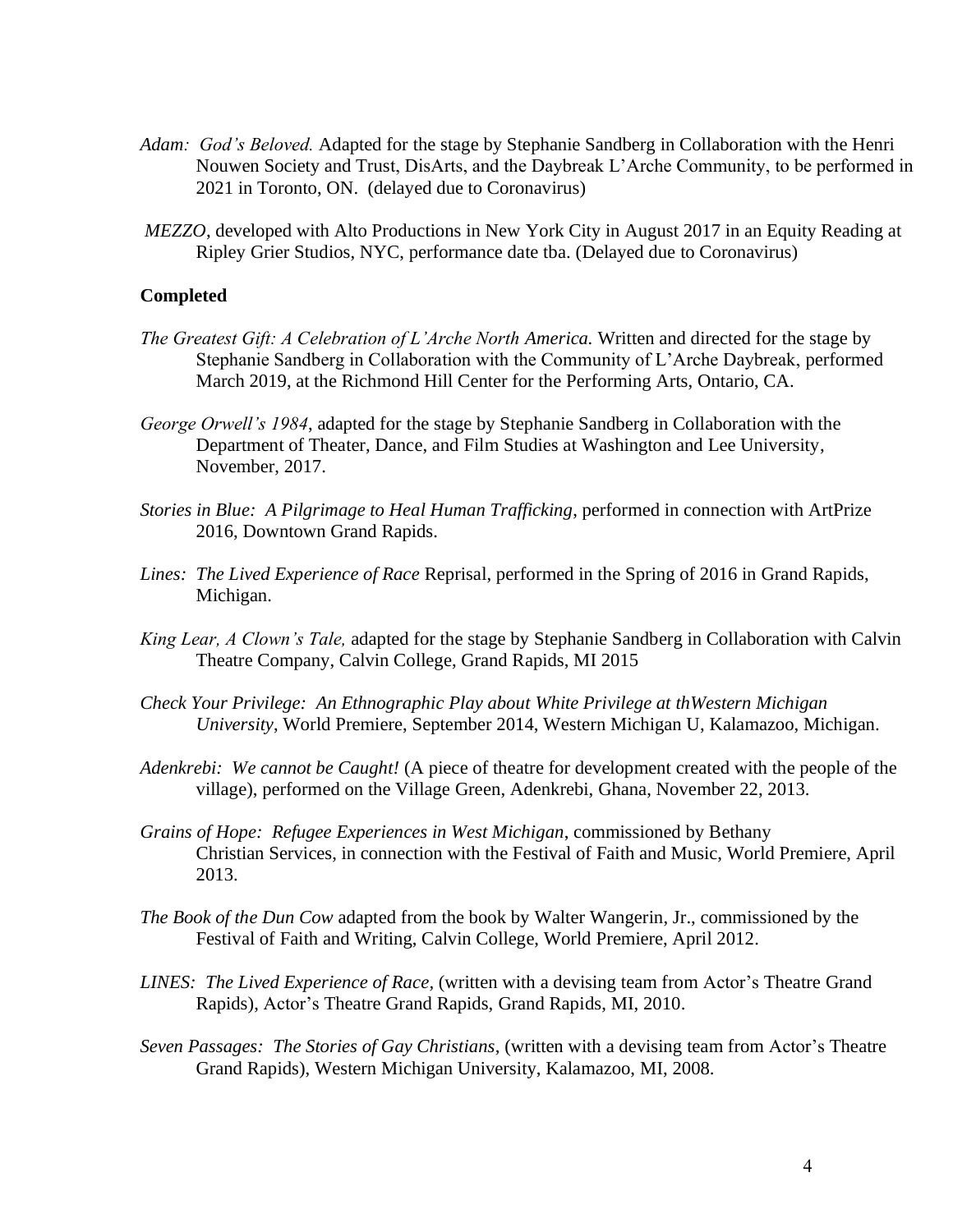*Adam: God's Beloved.* Adapted for the stage by Stephanie Sandberg in Collaboration with the Henri Nouwen Society and Trust, DisArts, and the Daybreak L'Arche Community, to be performed in 2021 in Toronto, ON. (delayed due to Coronavirus)

*MEZZO*, developed with Alto Productions in New York City in August 2017 in an Equity Reading at Ripley Grier Studios, NYC, performance date tba. (Delayed due to Coronavirus)

**Completed**

*The Greatest Gift: A Celebration of L'Arche North America.* Written and directed for the stage by Stephanie Sandberg in Collaboration with the Community of L'Arche Daybreak, performed March 2019, at the Richmond Hill Center for the Performing Arts, Ontario, CA.

*George Orwell's 1984*, adapted for the stage by Stephanie Sandberg in Collaboration with the Department of Theater, Dance, and Film Studies at Washington and Lee University, November, 2017.

*Stories in Blue: A Pilgrimage to Heal Human Trafficking*, performed in connection with ArtPrize 2016, Downtown Grand Rapids.

*Lines: The Lived Experience of Race* Reprisal, performed in the Spring of 2016 in Grand Rapids, Michigan.

*King Lear, A Clown's Tale,* adapted for the stage by Stephanie Sandberg in Collaboration with Calvin Theatre Company, Calvin College, Grand Rapids, MI 2015

*Check Your Privilege: An Ethnographic Play about White Privilege at thWestern Michigan University*, World Premiere, September 2014, Western Michigan U, Kalamazoo, Michigan.

*Adenkrebi: We cannot be Caught!* (A piece of theatre for development created with the people of the village), performed on the Village Green, Adenkrebi, Ghana, November 22, 2013.

*Grains of Hope: Refugee Experiences in West Michigan*, commissioned by Bethany Christian Services, in connection with the Festival of Faith and Music, World Premiere, April 2013.

*The Book of the Dun Cow* adapted from the book by Walter Wangerin, Jr., commissioned by the Festival of Faith and Writing, Calvin College, World Premiere, April 2012.

*LINES: The Lived Experience of Race*, (written with a devising team from Actor's Theatre Grand Rapids), Actor's Theatre Grand Rapids, Grand Rapids, MI, 2010.

*Seven Passages: The Stories of Gay Christians*, (written with a devising team from Actor's Theatre Grand Rapids), Western Michigan University, Kalamazoo, MI, 2008.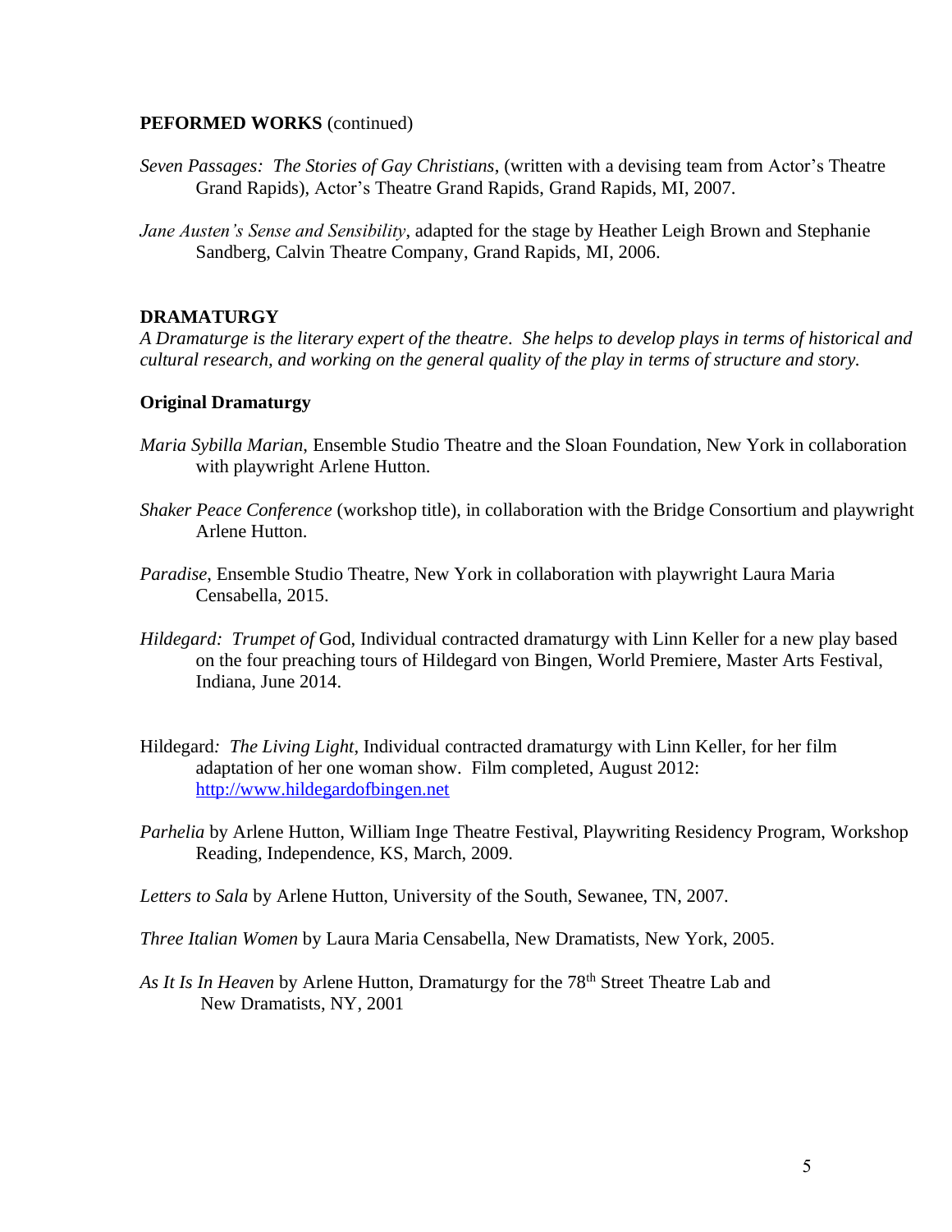**PEFORMED WORKS** (continued)

*Seven Passages: The Stories of Gay Christians*, (written with a devising team from Actor's Theatre Grand Rapids), Actor's Theatre Grand Rapids, Grand Rapids, MI, 2007.

*Jane Austen's Sense and Sensibility*, adapted for the stage by Heather Leigh Brown and Stephanie Sandberg, Calvin Theatre Company, Grand Rapids, MI, 2006.

## DRAMATURGY

*A Dramaturge is the literary expert of the theatre. She helps to develop plays in terms of historical and cultural research, and working on the general quality of the play in terms of structure and story.*

### Original Dramaturgy

*Maria Sybilla Marian*, Ensemble Studio Theatre and the Sloan Foundation, New York in collaboration with playwright Arlene Hutton.

*Shaker Peace Conference* (workshop title), in collaboration with the Bridge Consortium and playwright Arlene Hutton.

*Paradise*, Ensemble Studio Theatre, New York in collaboration with playwright Laura Maria Censabella, 2015.

*Hildegard: Trumpet of* God, Individual contracted dramaturgy with Linn Keller for a new play based on the four preaching tours of Hildegard von Bingen, World Premiere, Master Arts Festival, Indiana, June 2014.

Hildegard*: The Living Light*, Individual contracted dramaturgy with Linn Keller, for her film adaptation of her one woman show. Film completed, August 2012: http://www.hildegardofbingen.net

*Parhelia* by Arlene Hutton, William Inge Theatre Festival, Playwriting Residency Program, Workshop Reading, Independence, KS, March, 2009.

*Letters to Sala* by Arlene Hutton, University of the South, Sewanee, TN, 2007.

*Three Italian Women* by Laura Maria Censabella, New Dramatists, New York, 2005.

*As It Is In Heaven* by Arlene Hutton, Dramaturgy for the 78th Street Theatre Lab and New Dramatists, NY, 2001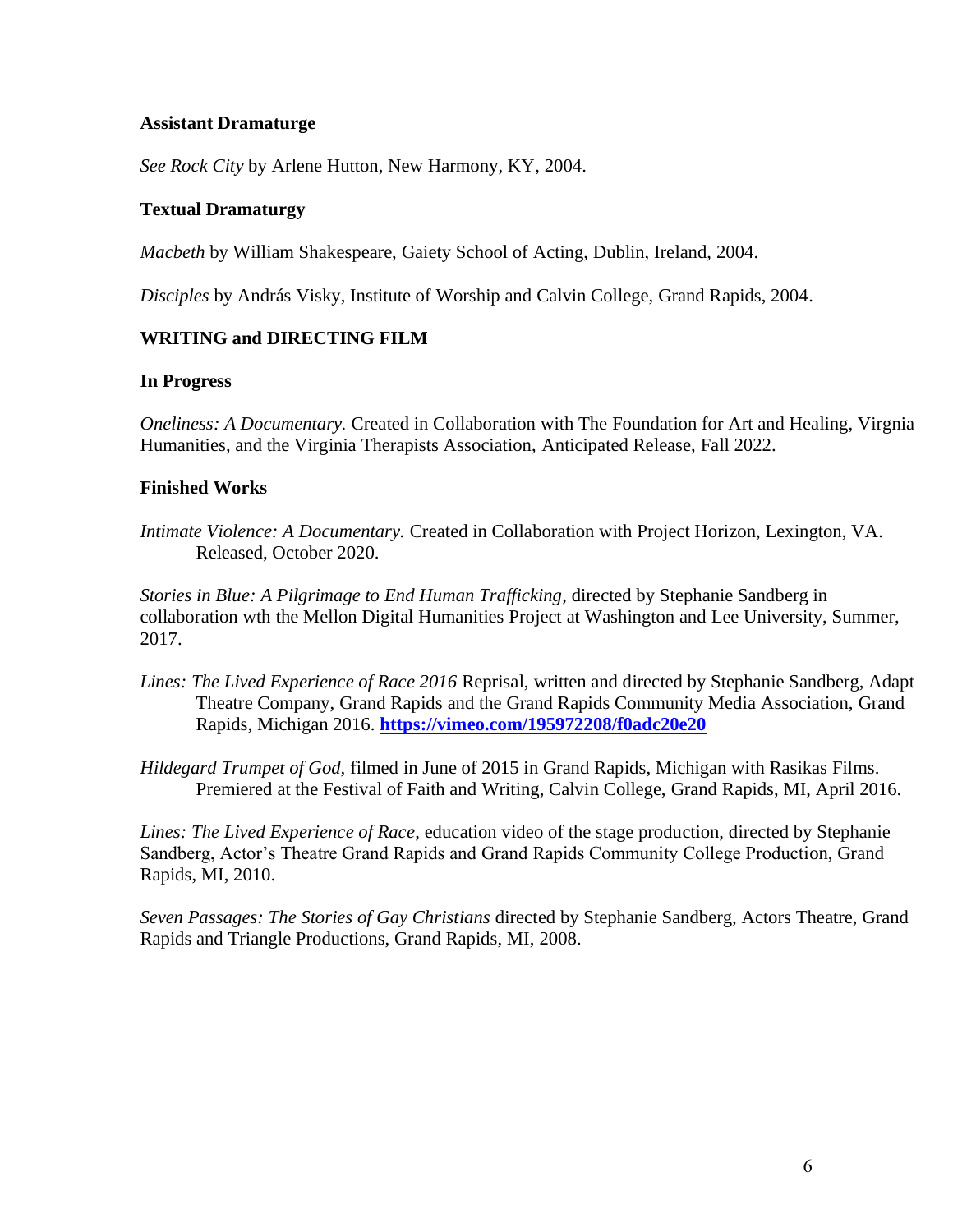**Assistant Dramaturge**

*See Rock City* by Arlene Hutton, New Harmony, KY, 2004.

**Textual Dramaturgy**

*Macbeth* by William Shakespeare, Gaiety School of Acting, Dublin, Ireland, 2004.

*Disciples* by András Visky, Institute of Worship and Calvin College, Grand Rapids, 2004.

**WRITING and DIRECTING FILM**

**In Progress**

*Oneliness: A Documentary.* Created in Collaboration with The Foundation for Art and Healing, Virgnia Humanities, and the Virginia Therapists Association, Anticipated Release, Fall 2022.

**Finished Works**

*Intimate Violence: A Documentary.* Created in Collaboration with Project Horizon, Lexington, VA. Released, October 2020.

*Stories in Blue: A Pilgrimage to End Human Trafficking*, directed by Stephanie Sandberg in collaboration wth the Mellon Digital Humanities Project at Washington and Lee University, Summer, 2017.

*Lines: The Lived Experience of Race 2016* Reprisal, written and directed by Stephanie Sandberg, Adapt Theatre Company, Grand Rapids and the Grand Rapids Community Media Association, Grand Rapids, Michigan 2016. **https://vimeo.com/195972208/f0adc20e20**

*Hildegard Trumpet of God,* filmed in June of 2015 in Grand Rapids, Michigan with Rasikas Films. Premiered at the Festival of Faith and Writing, Calvin College, Grand Rapids, MI, April 2016.

*Lines: The Lived Experience of Race*, education video of the stage production, directed by Stephanie Sandberg, Actor's Theatre Grand Rapids and Grand Rapids Community College Production, Grand Rapids, MI, 2010.

*Seven Passages: The Stories of Gay Christians* directed by Stephanie Sandberg, Actors Theatre, Grand Rapids and Triangle Productions, Grand Rapids, MI, 2008.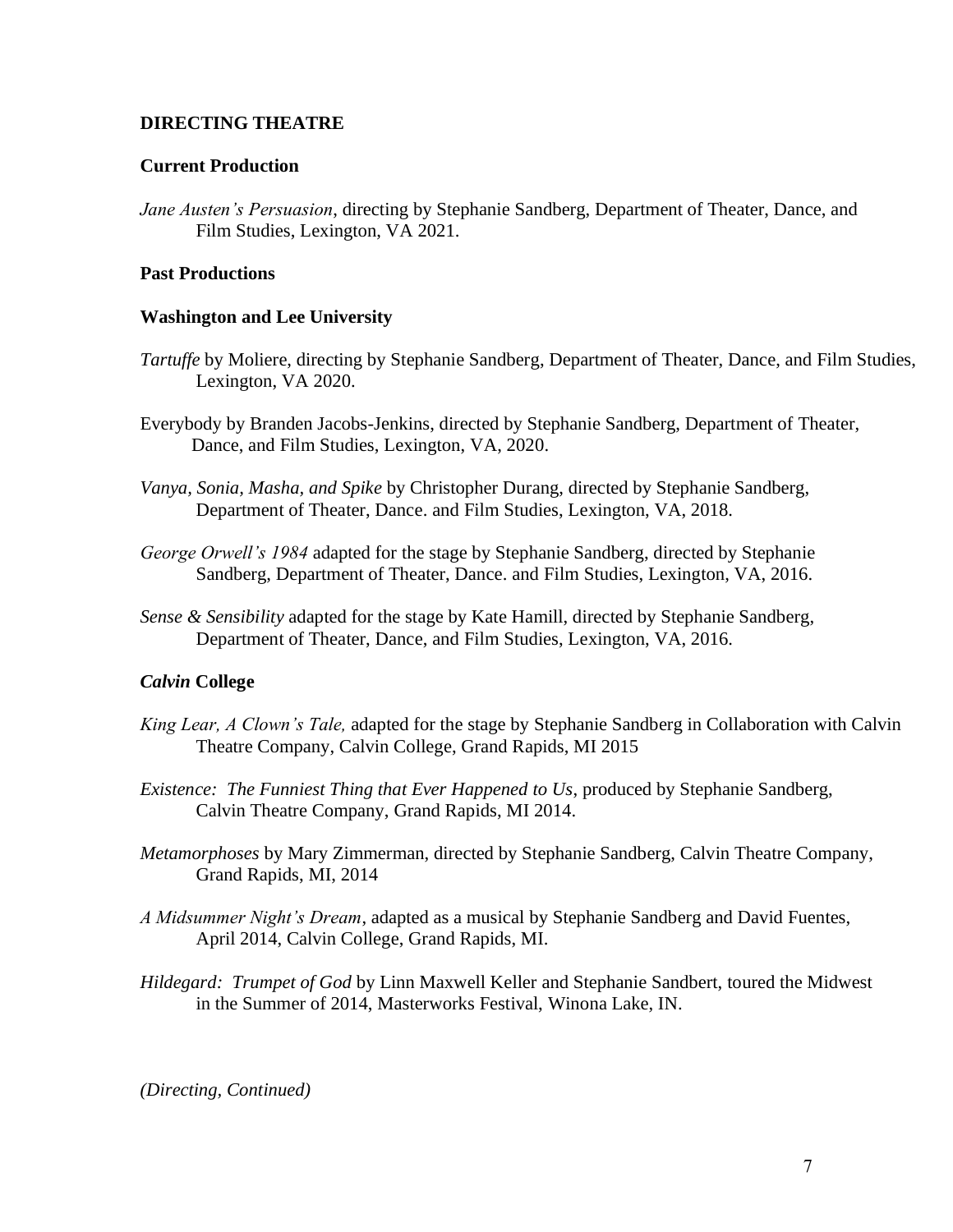## DIRECTING THEATRE

### Current Production

*Jane Austen's Persuasion*, directing by Stephanie Sandberg, Department of Theater, Dance, and Film Studies, Lexington, VA 2021.

### Past Productions

### Washington and Lee University

*Tartuffe* by Moliere, directing by Stephanie Sandberg, Department of Theater, Dance, and Film Studies, Lexington, VA 2020.

Everybody by Branden Jacobs-Jenkins, directed by Stephanie Sandberg, Department of Theater, Dance, and Film Studies, Lexington, VA, 2020.

*Vanya, Sonia, Masha, and Spike* by Christopher Durang, directed by Stephanie Sandberg, Department of Theater, Dance. and Film Studies, Lexington, VA, 2018.

*George Orwell's 1984* adapted for the stage by Stephanie Sandberg, directed by Stephanie Sandberg, Department of Theater, Dance. and Film Studies, Lexington, VA, 2016.

*Sense & Sensibility* adapted for the stage by Kate Hamill, directed by Stephanie Sandberg, Department of Theater, Dance, and Film Studies, Lexington, VA, 2016.

### ***Calvin*** **College**

*King Lear, A Clown's Tale,* adapted for the stage by Stephanie Sandberg in Collaboration with Calvin Theatre Company, Calvin College, Grand Rapids, MI 2015

*Existence: The Funniest Thing that Ever Happened to Us*, produced by Stephanie Sandberg, Calvin Theatre Company, Grand Rapids, MI 2014.

*Metamorphoses* by Mary Zimmerman, directed by Stephanie Sandberg, Calvin Theatre Company, Grand Rapids, MI, 2014

*A Midsummer Night's Dream*, adapted as a musical by Stephanie Sandberg and David Fuentes, April 2014, Calvin College, Grand Rapids, MI.

*Hildegard: Trumpet of God* by Linn Maxwell Keller and Stephanie Sandbert, toured the Midwest in the Summer of 2014, Masterworks Festival, Winona Lake, IN.

*(Directing, Continued)*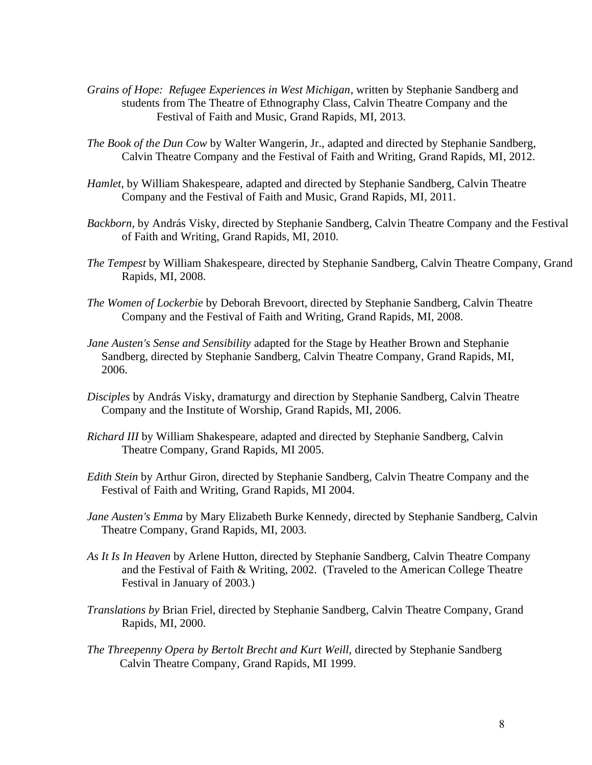*Grains of Hope: Refugee Experiences in West Michigan*, written by Stephanie Sandberg and students from The Theatre of Ethnography Class, Calvin Theatre Company and the Festival of Faith and Music, Grand Rapids, MI, 2013.

*The Book of the Dun Cow* by Walter Wangerin, Jr., adapted and directed by Stephanie Sandberg, Calvin Theatre Company and the Festival of Faith and Writing, Grand Rapids, MI, 2012.

*Hamlet,* by William Shakespeare, adapted and directed by Stephanie Sandberg, Calvin Theatre Company and the Festival of Faith and Music, Grand Rapids, MI, 2011.

*Backborn*, by András Visky, directed by Stephanie Sandberg, Calvin Theatre Company and the Festival of Faith and Writing, Grand Rapids, MI, 2010.

*The Tempest* by William Shakespeare, directed by Stephanie Sandberg, Calvin Theatre Company, Grand Rapids, MI, 2008.

*The Women of Lockerbie* by Deborah Brevoort, directed by Stephanie Sandberg, Calvin Theatre Company and the Festival of Faith and Writing, Grand Rapids, MI, 2008.

*Jane Austen's Sense and Sensibility* adapted for the Stage by Heather Brown and Stephanie Sandberg, directed by Stephanie Sandberg, Calvin Theatre Company, Grand Rapids, MI, 2006.

*Disciples* by András Visky, dramaturgy and direction by Stephanie Sandberg, Calvin Theatre Company and the Institute of Worship, Grand Rapids, MI, 2006.

*Richard III* by William Shakespeare, adapted and directed by Stephanie Sandberg, Calvin Theatre Company, Grand Rapids, MI 2005.

*Edith Stein* by Arthur Giron, directed by Stephanie Sandberg, Calvin Theatre Company and the Festival of Faith and Writing, Grand Rapids, MI 2004.

*Jane Austen's Emma* by Mary Elizabeth Burke Kennedy, directed by Stephanie Sandberg, Calvin Theatre Company, Grand Rapids, MI, 2003.

*As It Is In Heaven* by Arlene Hutton, directed by Stephanie Sandberg, Calvin Theatre Company and the Festival of Faith & Writing, 2002. (Traveled to the American College Theatre Festival in January of 2003.)

*Translations by* Brian Friel, directed by Stephanie Sandberg, Calvin Theatre Company, Grand Rapids, MI, 2000.

*The Threepenny Opera by Bertolt Brecht and Kurt Weill,* directed by Stephanie Sandberg Calvin Theatre Company, Grand Rapids, MI 1999.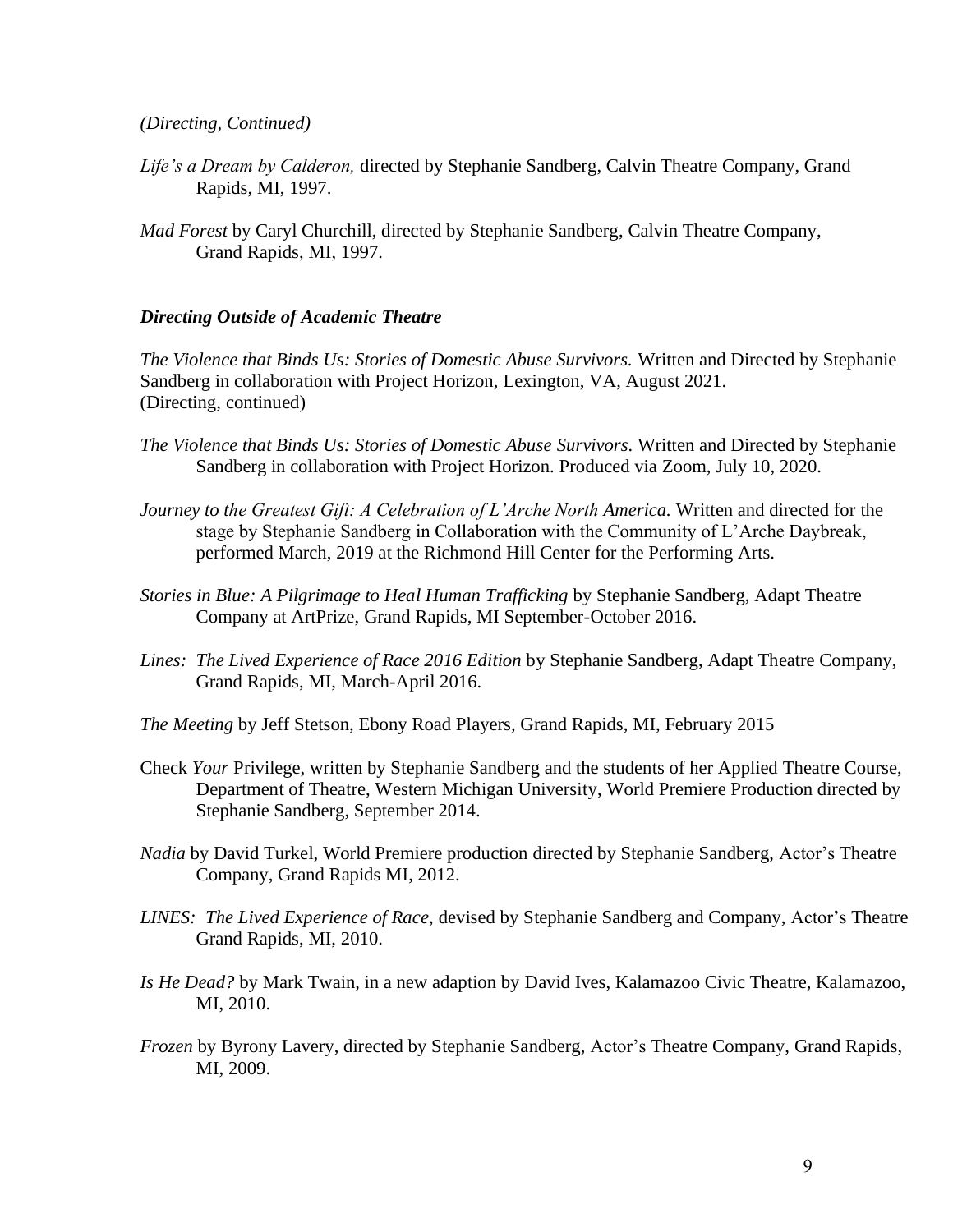*(Directing, Continued)*

*Life's a Dream by Calderon,* directed by Stephanie Sandberg, Calvin Theatre Company, Grand Rapids, MI, 1997.

*Mad Forest* by Caryl Churchill, directed by Stephanie Sandberg, Calvin Theatre Company, Grand Rapids, MI, 1997.

### *Directing Outside of Academic Theatre*

*The Violence that Binds Us: Stories of Domestic Abuse Survivors.* Written and Directed by Stephanie Sandberg in collaboration with Project Horizon, Lexington, VA, August 2021.
(Directing, continued)

*The Violence that Binds Us: Stories of Domestic Abuse Survivors.* Written and Directed by Stephanie Sandberg in collaboration with Project Horizon. Produced via Zoom, July 10, 2020.

*Journey to the Greatest Gift: A Celebration of L'Arche North America.* Written and directed for the stage by Stephanie Sandberg in Collaboration with the Community of L'Arche Daybreak, performed March, 2019 at the Richmond Hill Center for the Performing Arts.

*Stories in Blue: A Pilgrimage to Heal Human Trafficking* by Stephanie Sandberg, Adapt Theatre Company at ArtPrize, Grand Rapids, MI September-October 2016.

*Lines: The Lived Experience of Race 2016 Edition* by Stephanie Sandberg, Adapt Theatre Company, Grand Rapids, MI, March-April 2016.

*The Meeting* by Jeff Stetson, Ebony Road Players, Grand Rapids, MI, February 2015

Check *Your* Privilege, written by Stephanie Sandberg and the students of her Applied Theatre Course, Department of Theatre, Western Michigan University, World Premiere Production directed by Stephanie Sandberg, September 2014.

*Nadia* by David Turkel, World Premiere production directed by Stephanie Sandberg, Actor's Theatre Company, Grand Rapids MI, 2012.

*LINES: The Lived Experience of Race,* devised by Stephanie Sandberg and Company, Actor's Theatre Grand Rapids, MI, 2010.

*Is He Dead?* by Mark Twain, in a new adaption by David Ives, Kalamazoo Civic Theatre, Kalamazoo, MI, 2010.

*Frozen* by Byrony Lavery, directed by Stephanie Sandberg, Actor's Theatre Company, Grand Rapids, MI, 2009.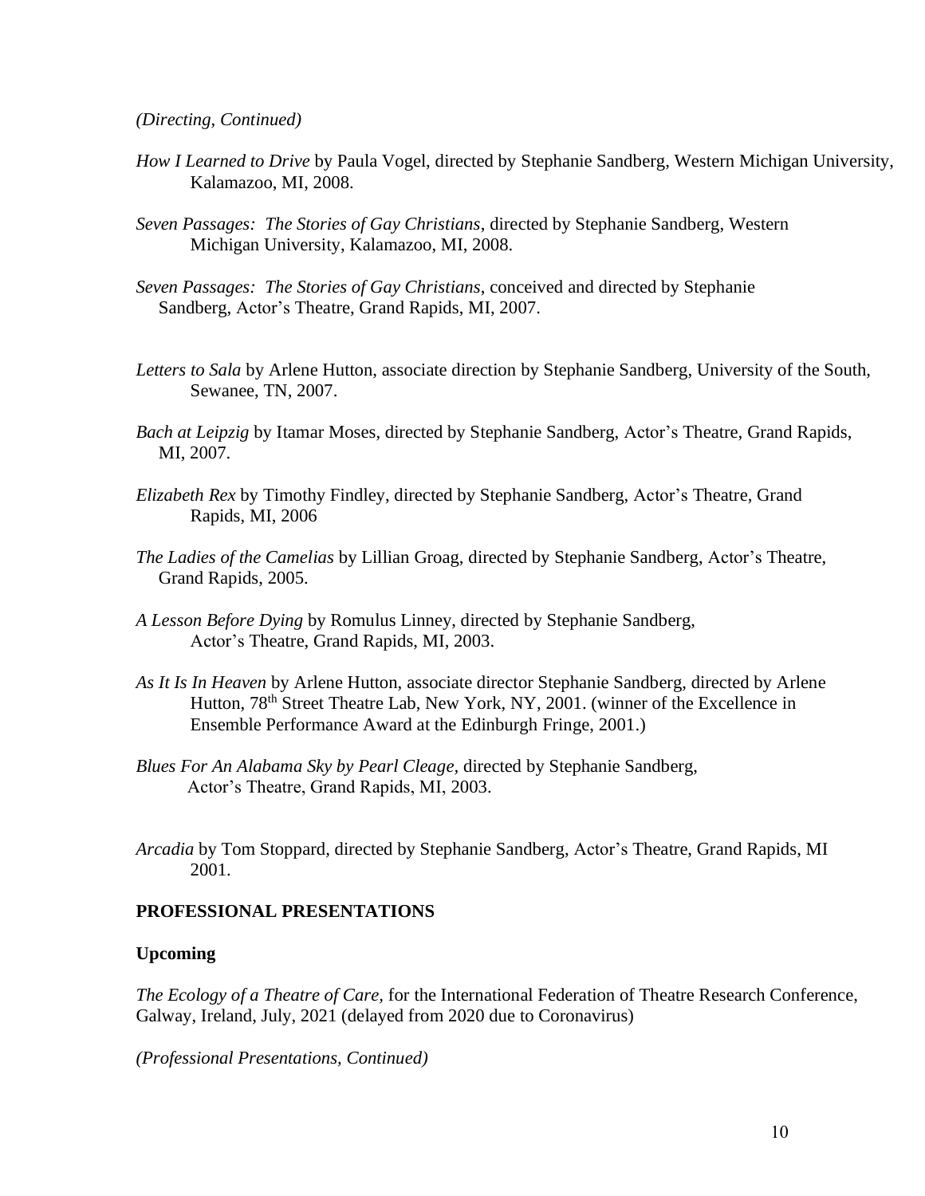*(Directing, Continued)*

*How I Learned to Drive* by Paula Vogel, directed by Stephanie Sandberg, Western Michigan University, Kalamazoo, MI, 2008.

*Seven Passages: The Stories of Gay Christians*, directed by Stephanie Sandberg, Western Michigan University, Kalamazoo, MI, 2008.

*Seven Passages: The Stories of Gay Christians*, conceived and directed by Stephanie Sandberg, Actor's Theatre, Grand Rapids, MI, 2007.

*Letters to Sala* by Arlene Hutton, associate direction by Stephanie Sandberg, University of the South, Sewanee, TN, 2007.

*Bach at Leipzig* by Itamar Moses, directed by Stephanie Sandberg, Actor's Theatre, Grand Rapids, MI, 2007.

*Elizabeth Rex* by Timothy Findley, directed by Stephanie Sandberg, Actor's Theatre, Grand Rapids, MI, 2006

*The Ladies of the Camelias* by Lillian Groag, directed by Stephanie Sandberg, Actor's Theatre, Grand Rapids, 2005.

*A Lesson Before Dying* by Romulus Linney, directed by Stephanie Sandberg, Actor's Theatre, Grand Rapids, MI, 2003.

*As It Is In Heaven* by Arlene Hutton, associate director Stephanie Sandberg, directed by Arlene Hutton, 78th Street Theatre Lab, New York, NY, 2001. (winner of the Excellence in Ensemble Performance Award at the Edinburgh Fringe, 2001.)

*Blues For An Alabama Sky by Pearl Cleage,* directed by Stephanie Sandberg, Actor's Theatre, Grand Rapids, MI, 2003.

*Arcadia* by Tom Stoppard, directed by Stephanie Sandberg, Actor's Theatre, Grand Rapids, MI 2001.

## PROFESSIONAL PRESENTATIONS

### Upcoming

*The Ecology of a Theatre of Care*, for the International Federation of Theatre Research Conference, Galway, Ireland, July, 2021 (delayed from 2020 due to Coronavirus)

*(Professional Presentations, Continued)*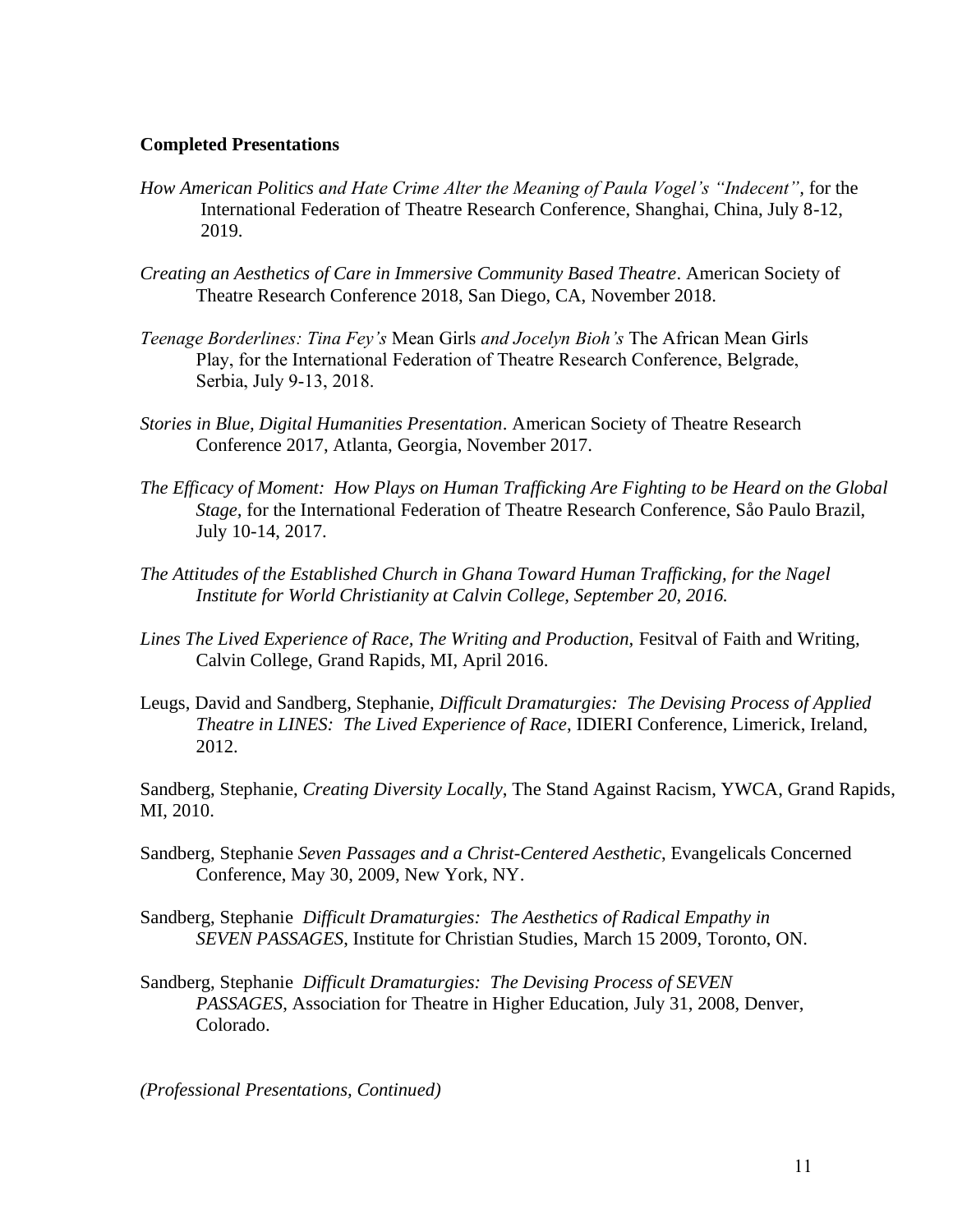**Completed Presentations**

*How American Politics and Hate Crime Alter the Meaning of Paula Vogel's "Indecent"*, for the International Federation of Theatre Research Conference, Shanghai, China, July 8-12, 2019.

*Creating an Aesthetics of Care in Immersive Community Based Theatre*. American Society of Theatre Research Conference 2018, San Diego, CA, November 2018.

*Teenage Borderlines: Tina Fey's* Mean Girls *and Jocelyn Bioh's* The African Mean Girls Play, for the International Federation of Theatre Research Conference, Belgrade, Serbia, July 9-13, 2018.

*Stories in Blue, Digital Humanities Presentation*. American Society of Theatre Research Conference 2017, Atlanta, Georgia, November 2017.

*The Efficacy of Moment: How Plays on Human Trafficking Are Fighting to be Heard on the Global Stage*, for the International Federation of Theatre Research Conference, Såo Paulo Brazil, July 10-14, 2017.

*The Attitudes of the Established Church in Ghana Toward Human Trafficking, for the Nagel Institute for World Christianity at Calvin College, September 20, 2016.*

*Lines The Lived Experience of Race, The Writing and Production*, Fesitval of Faith and Writing, Calvin College, Grand Rapids, MI, April 2016.

Leugs, David and Sandberg, Stephanie, *Difficult Dramaturgies: The Devising Process of Applied Theatre in LINES: The Lived Experience of Race*, IDIERI Conference, Limerick, Ireland, 2012.

Sandberg, Stephanie, *Creating Diversity Locally*, The Stand Against Racism, YWCA, Grand Rapids, MI, 2010.

Sandberg, Stephanie *Seven Passages and a Christ-Centered Aesthetic*, Evangelicals Concerned Conference, May 30, 2009, New York, NY.

Sandberg, Stephanie *Difficult Dramaturgies: The Aesthetics of Radical Empathy in SEVEN PASSAGES*, Institute for Christian Studies, March 15 2009, Toronto, ON.

Sandberg, Stephanie *Difficult Dramaturgies: The Devising Process of SEVEN PASSAGES*, Association for Theatre in Higher Education, July 31, 2008, Denver, Colorado.

*(Professional Presentations, Continued)*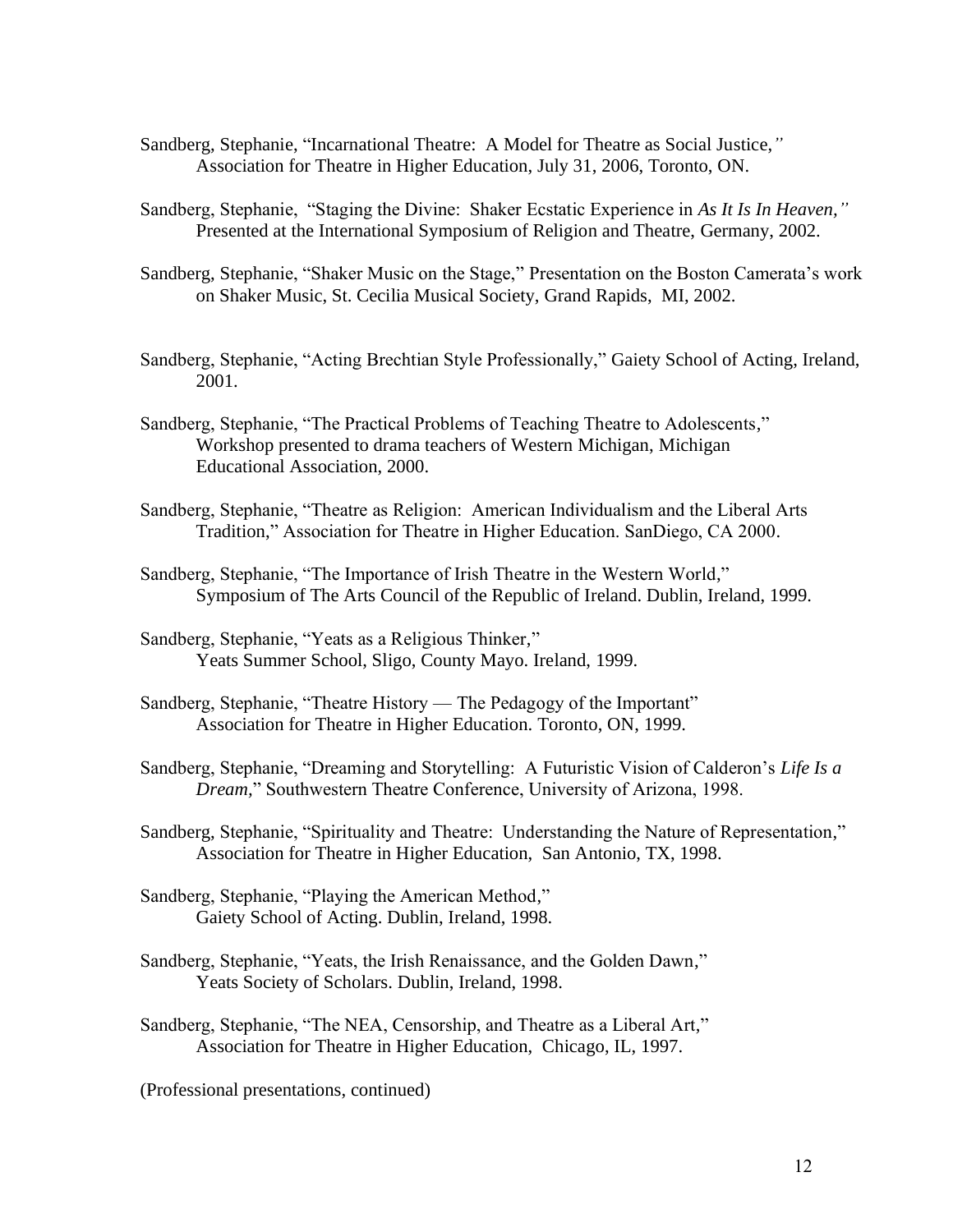Sandberg, Stephanie, "Incarnational Theatre: A Model for Theatre as Social Justice,*"* Association for Theatre in Higher Education, July 31, 2006, Toronto, ON.

Sandberg, Stephanie, "Staging the Divine: Shaker Ecstatic Experience in *As It Is In Heaven,"* Presented at the International Symposium of Religion and Theatre, Germany, 2002.

Sandberg, Stephanie, "Shaker Music on the Stage," Presentation on the Boston Camerata's work on Shaker Music, St. Cecilia Musical Society, Grand Rapids, MI, 2002.

Sandberg, Stephanie, "Acting Brechtian Style Professionally," Gaiety School of Acting, Ireland, 2001.

Sandberg, Stephanie, "The Practical Problems of Teaching Theatre to Adolescents," Workshop presented to drama teachers of Western Michigan, Michigan Educational Association, 2000.

Sandberg, Stephanie, "Theatre as Religion: American Individualism and the Liberal Arts Tradition," Association for Theatre in Higher Education. SanDiego, CA 2000.

Sandberg, Stephanie, "The Importance of Irish Theatre in the Western World," Symposium of The Arts Council of the Republic of Ireland. Dublin, Ireland, 1999.

Sandberg, Stephanie, "Yeats as a Religious Thinker," Yeats Summer School, Sligo, County Mayo. Ireland, 1999.

Sandberg, Stephanie, "Theatre History — The Pedagogy of the Important" Association for Theatre in Higher Education. Toronto, ON, 1999.

Sandberg, Stephanie, "Dreaming and Storytelling: A Futuristic Vision of Calderon's *Life Is a Dream,*" Southwestern Theatre Conference, University of Arizona, 1998.

Sandberg, Stephanie, "Spirituality and Theatre: Understanding the Nature of Representation," Association for Theatre in Higher Education, San Antonio, TX, 1998.

Sandberg, Stephanie, "Playing the American Method," Gaiety School of Acting. Dublin, Ireland, 1998.

Sandberg, Stephanie, "Yeats, the Irish Renaissance, and the Golden Dawn," Yeats Society of Scholars. Dublin, Ireland, 1998.

Sandberg, Stephanie, "The NEA, Censorship, and Theatre as a Liberal Art," Association for Theatre in Higher Education, Chicago, IL, 1997.

(Professional presentations, continued)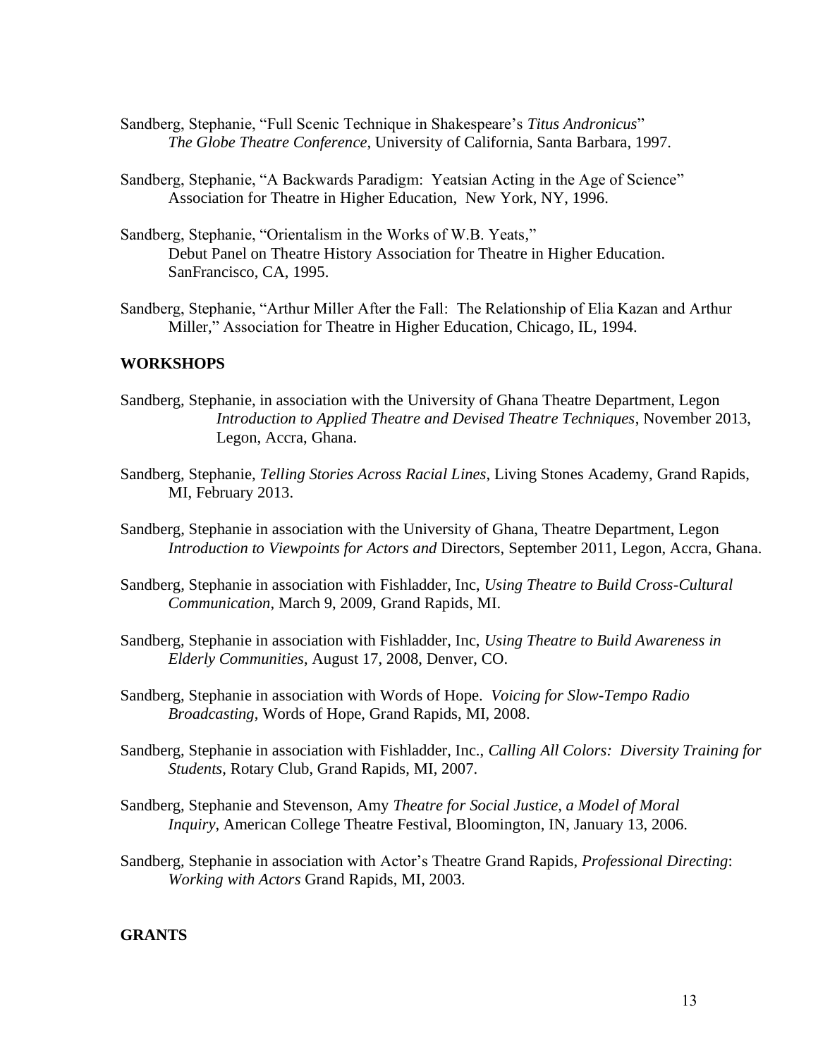Sandberg, Stephanie, "Full Scenic Technique in Shakespeare's *Titus Andronicus*" *The Globe Theatre Conference*, University of California, Santa Barbara, 1997.

Sandberg, Stephanie, "A Backwards Paradigm: Yeatsian Acting in the Age of Science" Association for Theatre in Higher Education, New York, NY, 1996.

Sandberg, Stephanie, "Orientalism in the Works of W.B. Yeats," Debut Panel on Theatre History Association for Theatre in Higher Education. SanFrancisco, CA, 1995.

Sandberg, Stephanie, "Arthur Miller After the Fall: The Relationship of Elia Kazan and Arthur Miller," Association for Theatre in Higher Education, Chicago, IL, 1994.

## WORKSHOPS

Sandberg, Stephanie, in association with the University of Ghana Theatre Department, Legon *Introduction to Applied Theatre and Devised Theatre Techniques*, November 2013, Legon, Accra, Ghana.

Sandberg, Stephanie, *Telling Stories Across Racial Lines*, Living Stones Academy, Grand Rapids, MI, February 2013.

Sandberg, Stephanie in association with the University of Ghana, Theatre Department, Legon *Introduction to Viewpoints for Actors and* Directors, September 2011, Legon, Accra, Ghana.

Sandberg, Stephanie in association with Fishladder, Inc, *Using Theatre to Build Cross-Cultural Communication*, March 9, 2009, Grand Rapids, MI.

Sandberg, Stephanie in association with Fishladder, Inc, *Using Theatre to Build Awareness in Elderly Communities*, August 17, 2008, Denver, CO.

Sandberg, Stephanie in association with Words of Hope. *Voicing for Slow-Tempo Radio Broadcasting*, Words of Hope, Grand Rapids, MI, 2008.

Sandberg, Stephanie in association with Fishladder, Inc., *Calling All Colors: Diversity Training for Students*, Rotary Club, Grand Rapids, MI, 2007.

Sandberg, Stephanie and Stevenson, Amy *Theatre for Social Justice, a Model of Moral Inquiry*, American College Theatre Festival, Bloomington, IN, January 13, 2006.

Sandberg, Stephanie in association with Actor's Theatre Grand Rapids, *Professional Directing*: *Working with Actors* Grand Rapids, MI, 2003.

## GRANTS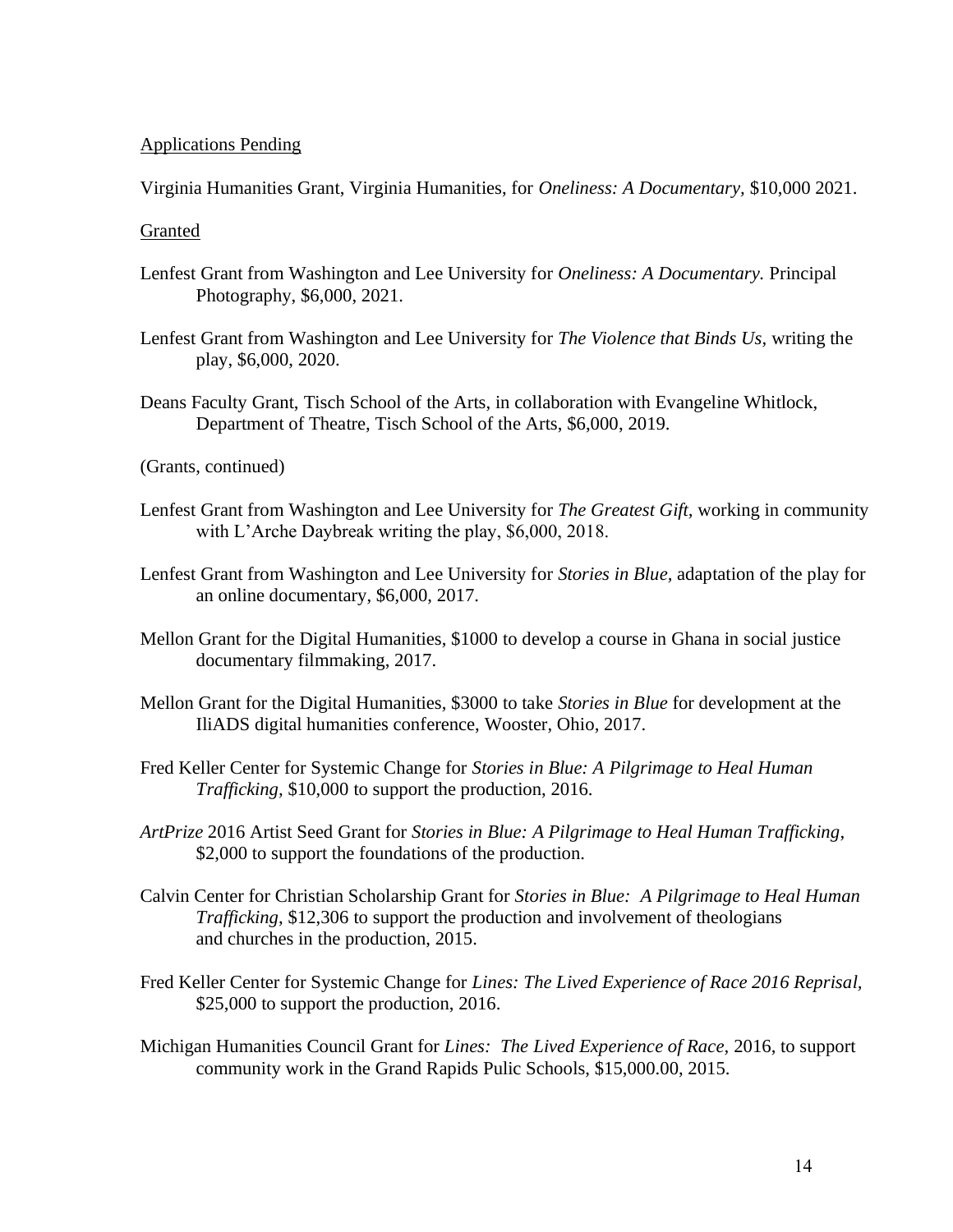Applications Pending

Virginia Humanities Grant, Virginia Humanities, for *Oneliness: A Documentary*, $10,000 2021.

Granted

Lenfest Grant from Washington and Lee University for *Oneliness: A Documentary.* Principal Photography, $6,000, 2021.

Lenfest Grant from Washington and Lee University for *The Violence that Binds Us,* writing the play, $6,000, 2020.

Deans Faculty Grant, Tisch School of the Arts, in collaboration with Evangeline Whitlock, Department of Theatre, Tisch School of the Arts, $6,000, 2019.

(Grants, continued)

Lenfest Grant from Washington and Lee University for *The Greatest Gift,* working in community with L'Arche Daybreak writing the play, $6,000, 2018.

Lenfest Grant from Washington and Lee University for *Stories in Blue,* adaptation of the play for an online documentary, $6,000, 2017.

Mellon Grant for the Digital Humanities, $1000 to develop a course in Ghana in social justice documentary filmmaking, 2017.

Mellon Grant for the Digital Humanities, $3000 to take *Stories in Blue* for development at the IliADS digital humanities conference, Wooster, Ohio, 2017.

Fred Keller Center for Systemic Change for *Stories in Blue: A Pilgrimage to Heal Human Trafficking,* $10,000 to support the production, 2016.

*ArtPrize* 2016 Artist Seed Grant for *Stories in Blue: A Pilgrimage to Heal Human Trafficking*, $2,000 to support the foundations of the production.

Calvin Center for Christian Scholarship Grant for *Stories in Blue: A Pilgrimage to Heal Human Trafficking*, $12,306 to support the production and involvement of theologians and churches in the production, 2015.

Fred Keller Center for Systemic Change for *Lines: The Lived Experience of Race 2016 Reprisal,* $25,000 to support the production, 2016.

Michigan Humanities Council Grant for *Lines: The Lived Experience of Race*, 2016, to support community work in the Grand Rapids Pulic Schools, $15,000.00, 2015.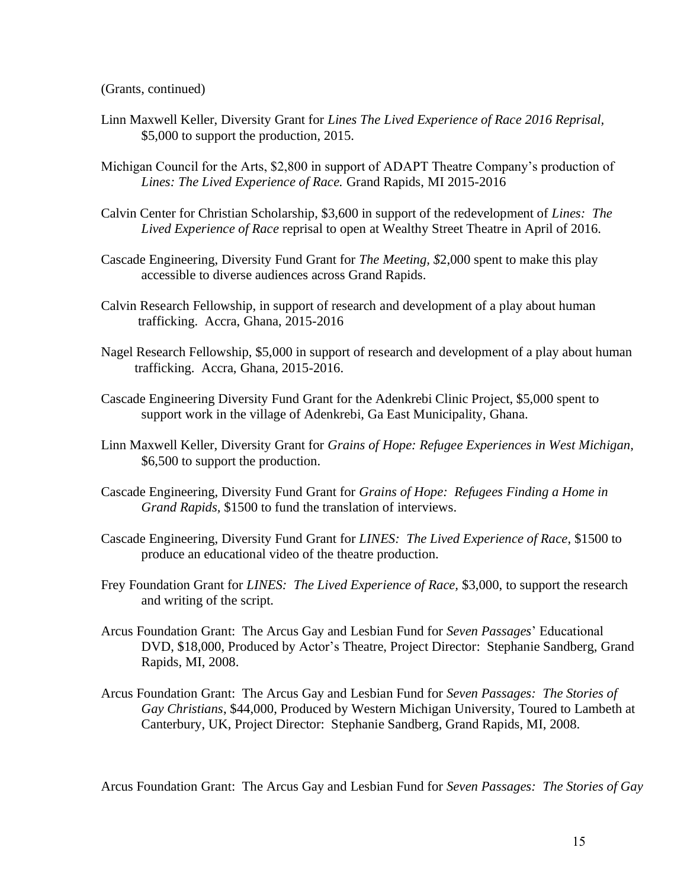(Grants, continued)

Linn Maxwell Keller, Diversity Grant for *Lines The Lived Experience of Race 2016 Reprisal,* \$5,000 to support the production, 2015.

Michigan Council for the Arts, \$2,800 in support of ADAPT Theatre Company's production of *Lines: The Lived Experience of Race.* Grand Rapids, MI 2015-2016

Calvin Center for Christian Scholarship, \$3,600 in support of the redevelopment of *Lines: The Lived Experience of Race* reprisal to open at Wealthy Street Theatre in April of 2016.

Cascade Engineering, Diversity Fund Grant for *The Meeting, \$*2,000 spent to make this play accessible to diverse audiences across Grand Rapids.

Calvin Research Fellowship, in support of research and development of a play about human trafficking. Accra, Ghana, 2015-2016

Nagel Research Fellowship, \$5,000 in support of research and development of a play about human trafficking. Accra, Ghana, 2015-2016.

Cascade Engineering Diversity Fund Grant for the Adenkrebi Clinic Project, \$5,000 spent to support work in the village of Adenkrebi, Ga East Municipality, Ghana.

Linn Maxwell Keller, Diversity Grant for *Grains of Hope: Refugee Experiences in West Michigan,* \$6,500 to support the production.

Cascade Engineering, Diversity Fund Grant for *Grains of Hope: Refugees Finding a Home in Grand Rapids,* \$1500 to fund the translation of interviews.

Cascade Engineering, Diversity Fund Grant for *LINES: The Lived Experience of Race*, \$1500 to produce an educational video of the theatre production.

Frey Foundation Grant for *LINES: The Lived Experience of Race,* \$3,000, to support the research and writing of the script.

Arcus Foundation Grant: The Arcus Gay and Lesbian Fund for *Seven Passages*' Educational DVD, \$18,000, Produced by Actor's Theatre, Project Director: Stephanie Sandberg, Grand Rapids, MI, 2008.

Arcus Foundation Grant: The Arcus Gay and Lesbian Fund for *Seven Passages: The Stories of Gay Christians*, \$44,000, Produced by Western Michigan University, Toured to Lambeth at Canterbury, UK, Project Director: Stephanie Sandberg, Grand Rapids, MI, 2008.

Arcus Foundation Grant: The Arcus Gay and Lesbian Fund for *Seven Passages: The Stories of Gay*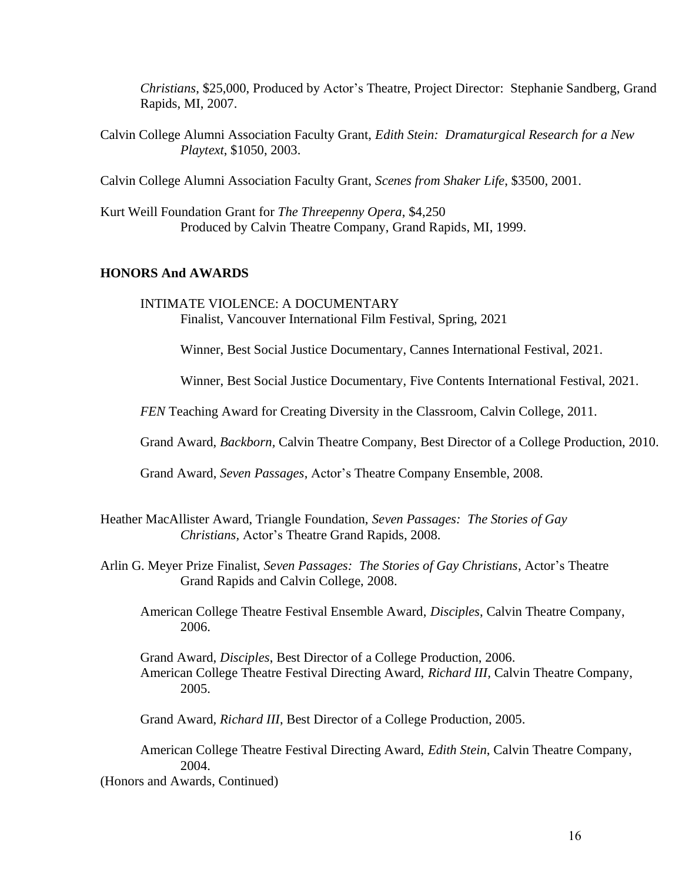*Christians*, $25,000, Produced by Actor's Theatre, Project Director: Stephanie Sandberg, Grand Rapids, MI, 2007.

Calvin College Alumni Association Faculty Grant, *Edith Stein: Dramaturgical Research for a New Playtext*, $1050, 2003.

Calvin College Alumni Association Faculty Grant, *Scenes from Shaker Life*, $3500, 2001.

Kurt Weill Foundation Grant for *The Threepenny Opera*, $4,250
Produced by Calvin Theatre Company, Grand Rapids, MI, 1999.

## HONORS And AWARDS

INTIMATE VIOLENCE: A DOCUMENTARY
Finalist, Vancouver International Film Festival, Spring, 2021

Winner, Best Social Justice Documentary, Cannes International Festival, 2021.

Winner, Best Social Justice Documentary, Five Contents International Festival, 2021.

*FEN* Teaching Award for Creating Diversity in the Classroom, Calvin College, 2011.

Grand Award, *Backborn,* Calvin Theatre Company, Best Director of a College Production, 2010.

Grand Award, *Seven Passages*, Actor's Theatre Company Ensemble, 2008.

Heather MacAllister Award, Triangle Foundation, *Seven Passages: The Stories of Gay Christians*, Actor's Theatre Grand Rapids, 2008.

Arlin G. Meyer Prize Finalist, *Seven Passages: The Stories of Gay Christians*, Actor's Theatre Grand Rapids and Calvin College, 2008.

American College Theatre Festival Ensemble Award, *Disciples*, Calvin Theatre Company, 2006.

Grand Award, *Disciples*, Best Director of a College Production, 2006.
American College Theatre Festival Directing Award, *Richard III,* Calvin Theatre Company, 2005.

Grand Award, *Richard III*, Best Director of a College Production, 2005.

American College Theatre Festival Directing Award, *Edith Stein*, Calvin Theatre Company, 2004.

(Honors and Awards, Continued)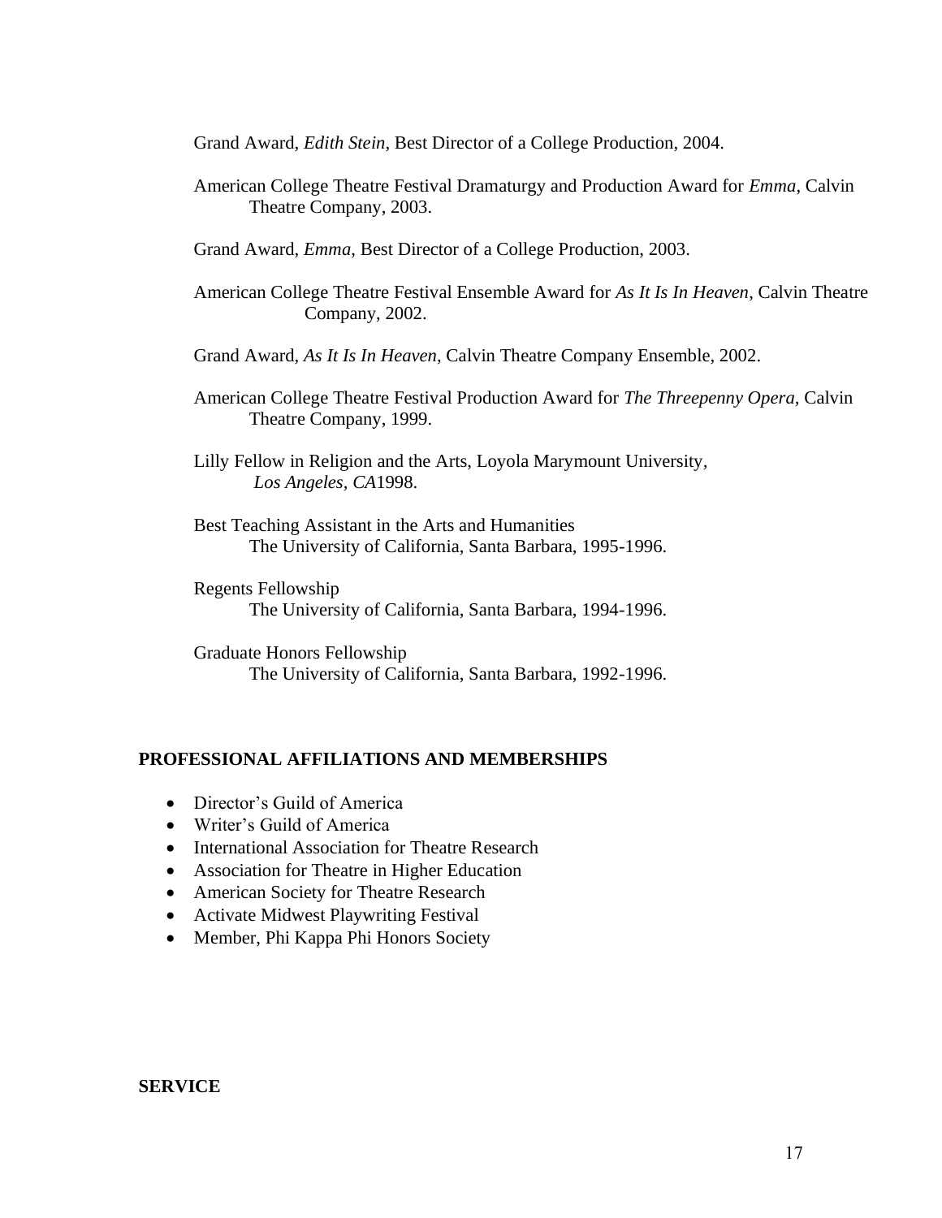Grand Award, *Edith Stein*, Best Director of a College Production, 2004.

American College Theatre Festival Dramaturgy and Production Award for *Emma*, Calvin Theatre Company, 2003.

Grand Award, *Emma*, Best Director of a College Production, 2003.

American College Theatre Festival Ensemble Award for *As It Is In Heaven*, Calvin Theatre Company, 2002.

Grand Award, *As It Is In Heaven*, Calvin Theatre Company Ensemble, 2002.

American College Theatre Festival Production Award for *The Threepenny Opera*, Calvin Theatre Company, 1999.

Lilly Fellow in Religion and the Arts, Loyola Marymount University, *Los Angeles, CA*1998.

Best Teaching Assistant in the Arts and Humanities
The University of California, Santa Barbara, 1995-1996.

Regents Fellowship
The University of California, Santa Barbara, 1994-1996.

Graduate Honors Fellowship
The University of California, Santa Barbara, 1992-1996.

## PROFESSIONAL AFFILIATIONS AND MEMBERSHIPS

- Director's Guild of America
- Writer's Guild of America
- International Association for Theatre Research
- Association for Theatre in Higher Education
- American Society for Theatre Research
- Activate Midwest Playwriting Festival
- Member, Phi Kappa Phi Honors Society

## SERVICE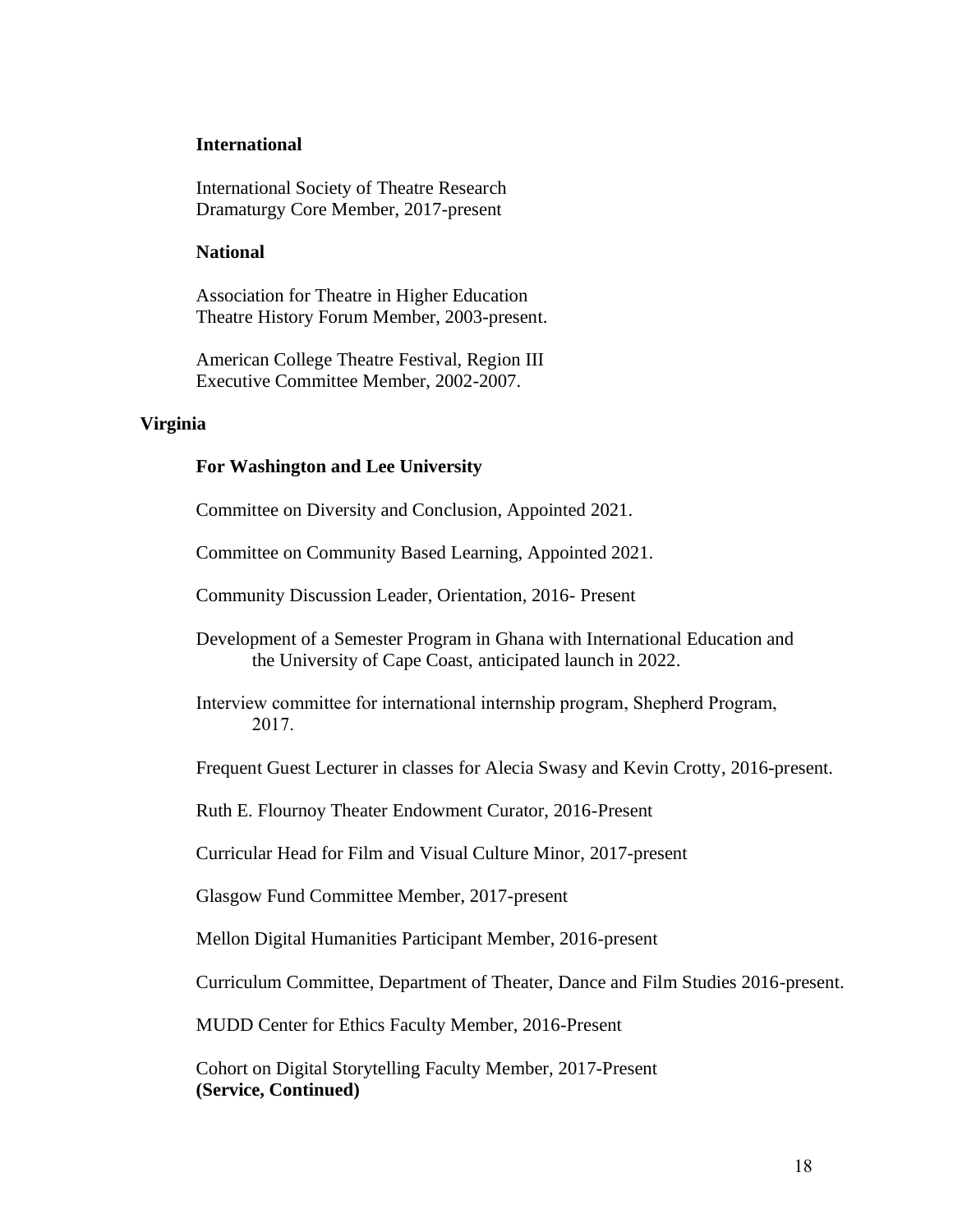### International

International Society of Theatre Research
Dramaturgy Core Member, 2017-present

### National

Association for Theatre in Higher Education
Theatre History Forum Member, 2003-present.

American College Theatre Festival, Region III
Executive Committee Member, 2002-2007.

## Virginia

### For Washington and Lee University

Committee on Diversity and Conclusion, Appointed 2021.

Committee on Community Based Learning, Appointed 2021.

Community Discussion Leader, Orientation, 2016- Present

Development of a Semester Program in Ghana with International Education and the University of Cape Coast, anticipated launch in 2022.

Interview committee for international internship program, Shepherd Program, 2017.

Frequent Guest Lecturer in classes for Alecia Swasy and Kevin Crotty, 2016-present.

Ruth E. Flournoy Theater Endowment Curator, 2016-Present

Curricular Head for Film and Visual Culture Minor, 2017-present

Glasgow Fund Committee Member, 2017-present

Mellon Digital Humanities Participant Member, 2016-present

Curriculum Committee, Department of Theater, Dance and Film Studies 2016-present.

MUDD Center for Ethics Faculty Member, 2016-Present

Cohort on Digital Storytelling Faculty Member, 2017-Present
**(Service, Continued)**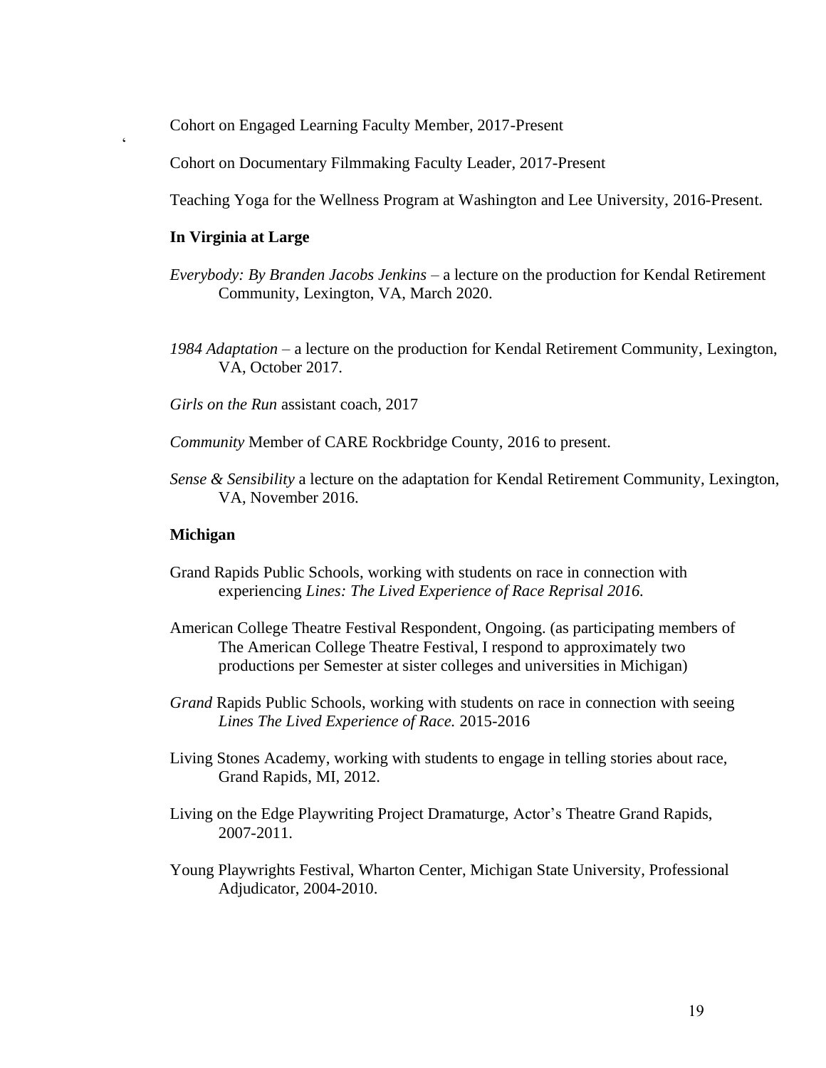Cohort on Engaged Learning Faculty Member, 2017-Present

‘

Cohort on Documentary Filmmaking Faculty Leader, 2017-Present

Teaching Yoga for the Wellness Program at Washington and Lee University, 2016-Present.

**In Virginia at Large**

*Everybody: By Branden Jacobs Jenkins* – a lecture on the production for Kendal Retirement Community, Lexington, VA, March 2020.

*1984 Adaptation* – a lecture on the production for Kendal Retirement Community, Lexington, VA, October 2017.

*Girls on the Run* assistant coach, 2017

*Community* Member of CARE Rockbridge County, 2016 to present.

*Sense & Sensibility* a lecture on the adaptation for Kendal Retirement Community, Lexington, VA, November 2016.

**Michigan**

Grand Rapids Public Schools, working with students on race in connection with experiencing *Lines: The Lived Experience of Race Reprisal 2016.*

American College Theatre Festival Respondent, Ongoing. (as participating members of The American College Theatre Festival, I respond to approximately two productions per Semester at sister colleges and universities in Michigan)

*Grand* Rapids Public Schools, working with students on race in connection with seeing *Lines The Lived Experience of Race.* 2015-2016

Living Stones Academy, working with students to engage in telling stories about race, Grand Rapids, MI, 2012.

Living on the Edge Playwriting Project Dramaturge, Actor's Theatre Grand Rapids, 2007-2011.

Young Playwrights Festival, Wharton Center, Michigan State University, Professional Adjudicator, 2004-2010.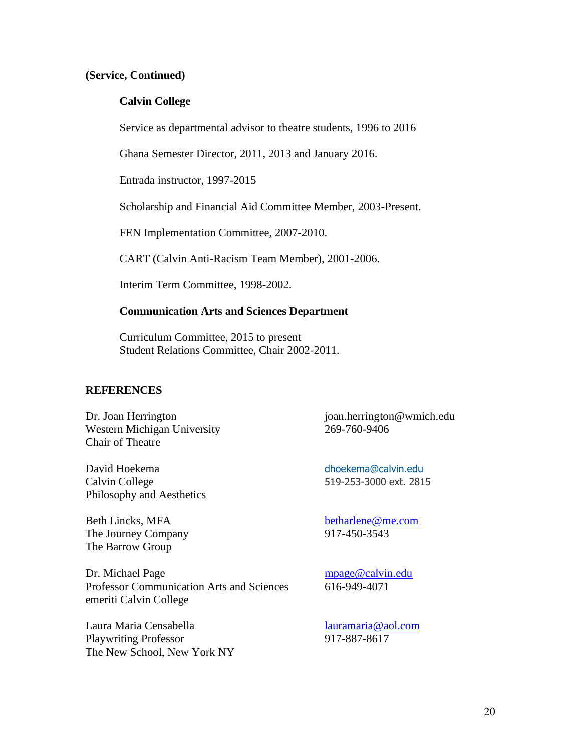**(Service, Continued)**

**Calvin College**

Service as departmental advisor to theatre students, 1996 to 2016

Ghana Semester Director, 2011, 2013 and January 2016.

Entrada instructor, 1997-2015

Scholarship and Financial Aid Committee Member, 2003-Present.

FEN Implementation Committee, 2007-2010.

CART (Calvin Anti-Racism Team Member), 2001-2006.

Interim Term Committee, 1998-2002.

**Communication Arts and Sciences Department**

Curriculum Committee, 2015 to present
Student Relations Committee, Chair 2002-2011.

## REFERENCES

Dr. Joan Herrington
Western Michigan University
Chair of Theatre
joan.herrington@wmich.edu
269-760-9406

David Hoekema
Calvin College
Philosophy and Aesthetics
dhoekema@calvin.edu
519-253-3000 ext. 2815

Beth Lincks, MFA
The Journey Company
The Barrow Group
betharlene@me.com
917-450-3543

Dr. Michael Page
Professor Communication Arts and Sciences
emeriti Calvin College
mpage@calvin.edu
616-949-4071

Laura Maria Censabella
Playwriting Professor
The New School, New York NY
lauramaria@aol.com
917-887-8617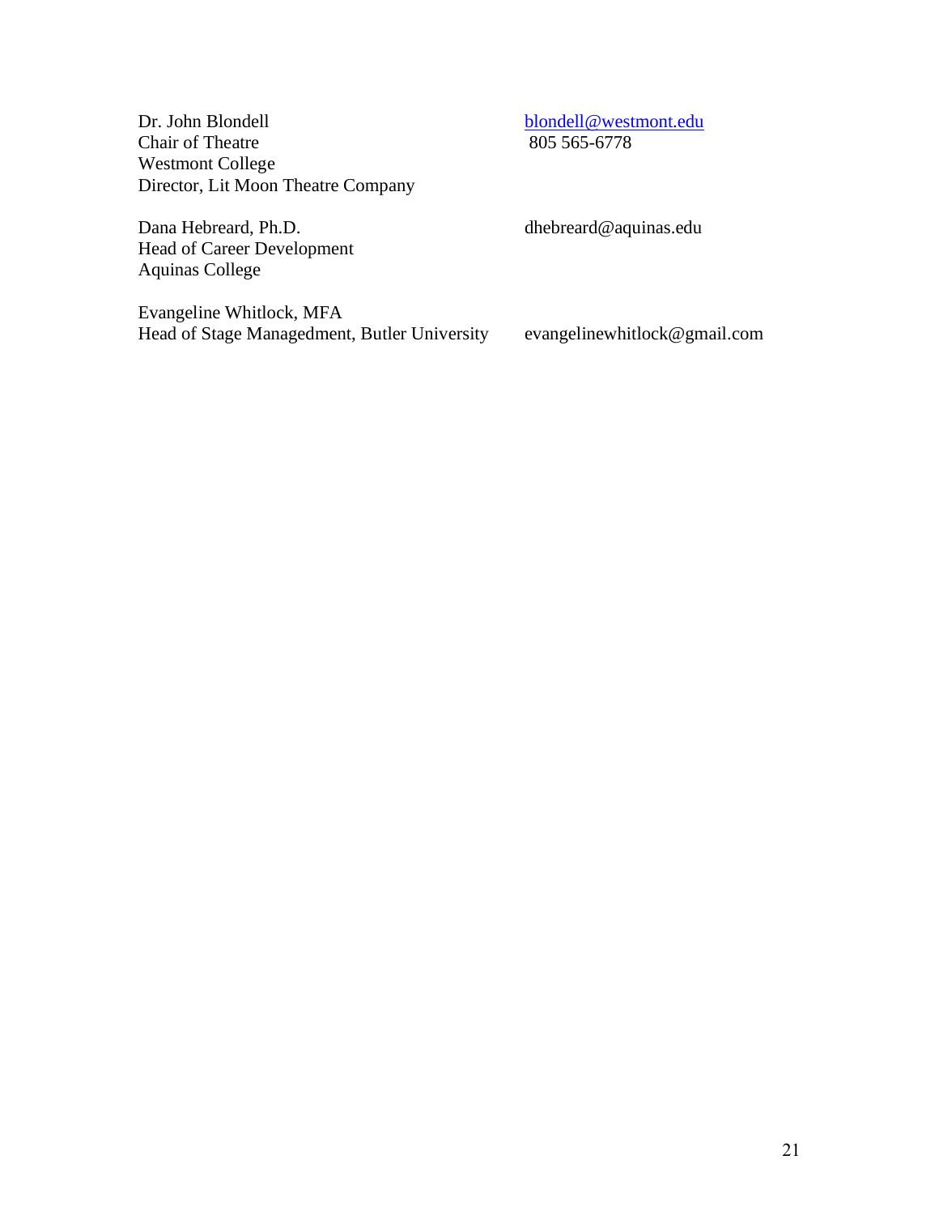Dr. John Blondell
Chair of Theatre
Westmont College
Director, Lit Moon Theatre Company

blondell@westmont.edu
805 565-6778

Dana Hebreard, Ph.D.
Head of Career Development
Aquinas College

dhebreard@aquinas.edu

Evangeline Whitlock, MFA
Head of Stage Managedment, Butler University

evangelinewhitlock@gmail.com